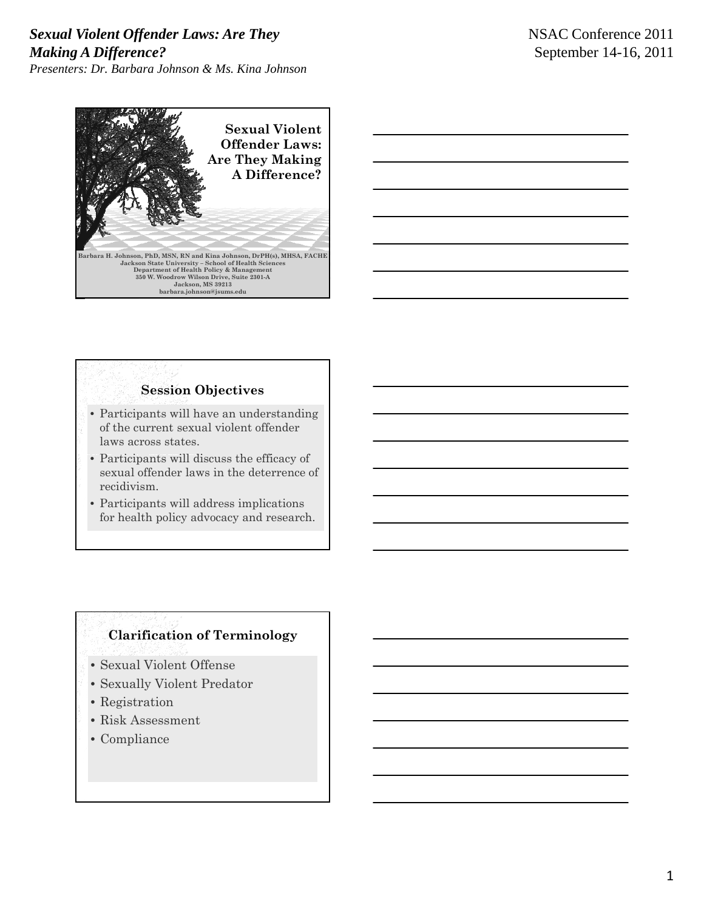# Sexual Violent Offender Laws: Are They Making A Difference?

Barbara H. Johnson, PhD, MSN, RN and Kina Johnson, DrPH(s), MHSA, FACHE
Jackson State University – School of Health Sciences
Department of Health Policy & Management
350 W. Woodrow Wilson Drive, Suite 2301-A
Jackson, MS 39213
barbara.johnson@jsums.edu

## Session Objectives

- Participants will have an understanding of the current sexual violent offender laws across states.
- Participants will discuss the efficacy of sexual offender laws in the deterrence of recidivism.
- Participants will address implications for health policy advocacy and research.

## Clarification of Terminology

- Sexual Violent Offense
- Sexually Violent Predator
- Registration
- Risk Assessment
- Compliance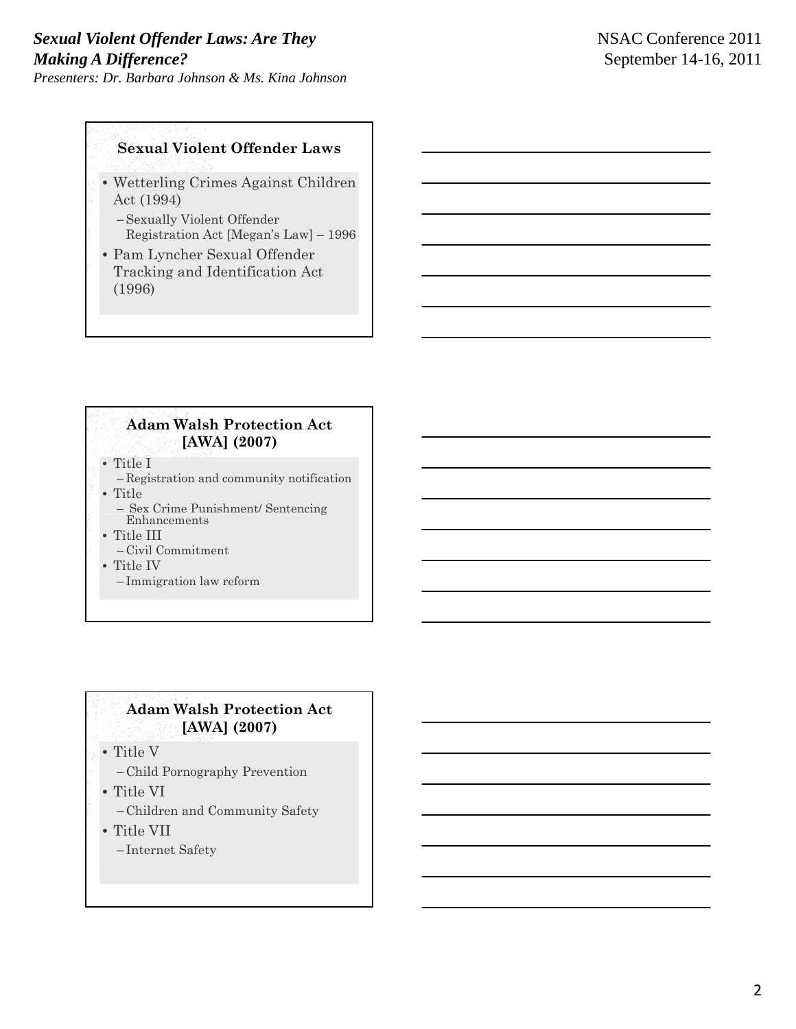## Sexual Violent Offender Laws

- Wetterling Crimes Against Children Act (1994)
  - Sexually Violent Offender Registration Act [Megan's Law] – 1996
- Pam Lyncher Sexual Offender Tracking and Identification Act (1996)

## Adam Walsh Protection Act [AWA] (2007)

- Title I
  - Registration and community notification
- Title
  - Sex Crime Punishment/ Sentencing Enhancements
- Title III
  - Civil Commitment
- Title IV
  - Immigration law reform

## Adam Walsh Protection Act [AWA] (2007)

- Title V
  - Child Pornography Prevention
- Title VI
  - Children and Community Safety
- Title VII
  - Internet Safety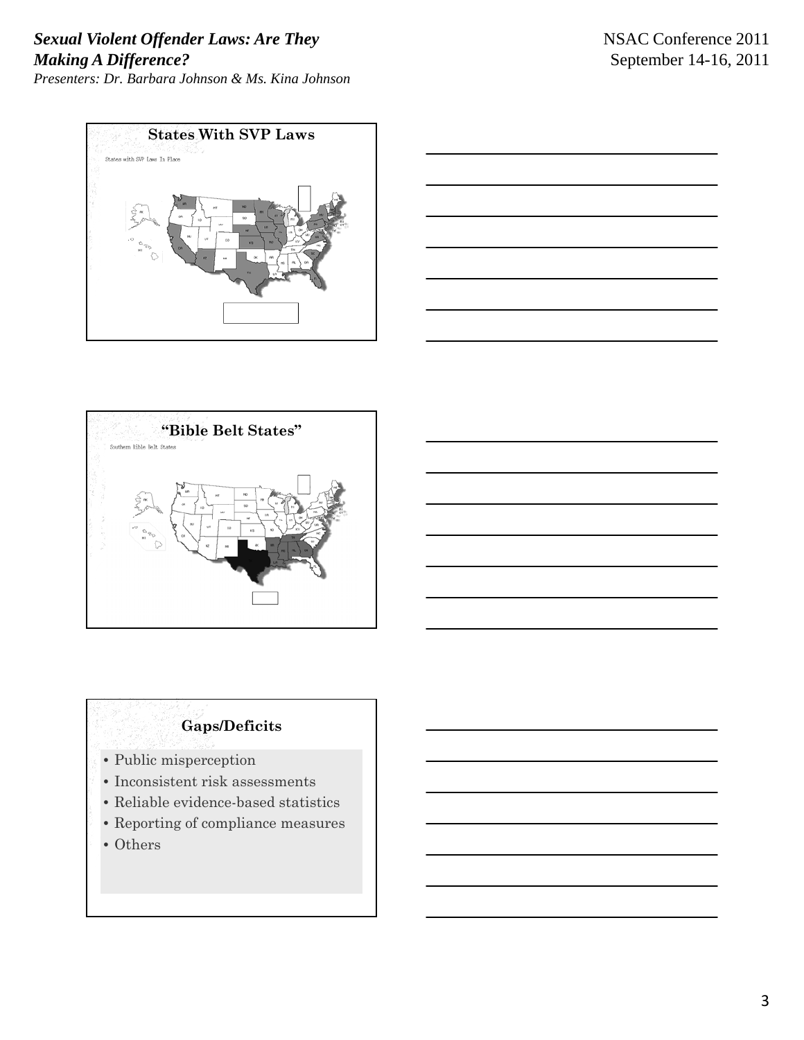## States With SVP Laws

States with SVP Laws In Place

## "Bible Belt States"

Southern Bible Belt States

## Gaps/Deficits

- Public misperception
- Inconsistent risk assessments
- Reliable evidence-based statistics
- Reporting of compliance measures
- Others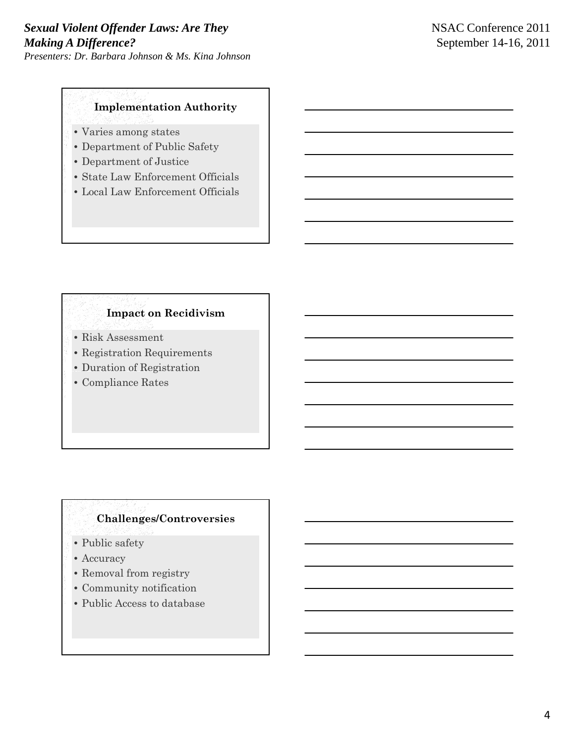## Implementation Authority

- Varies among states
- Department of Public Safety
- Department of Justice
- State Law Enforcement Officials
- Local Law Enforcement Officials

## Impact on Recidivism

- Risk Assessment
- Registration Requirements
- Duration of Registration
- Compliance Rates

## Challenges/Controversies

- Public safety
- Accuracy
- Removal from registry
- Community notification
- Public Access to database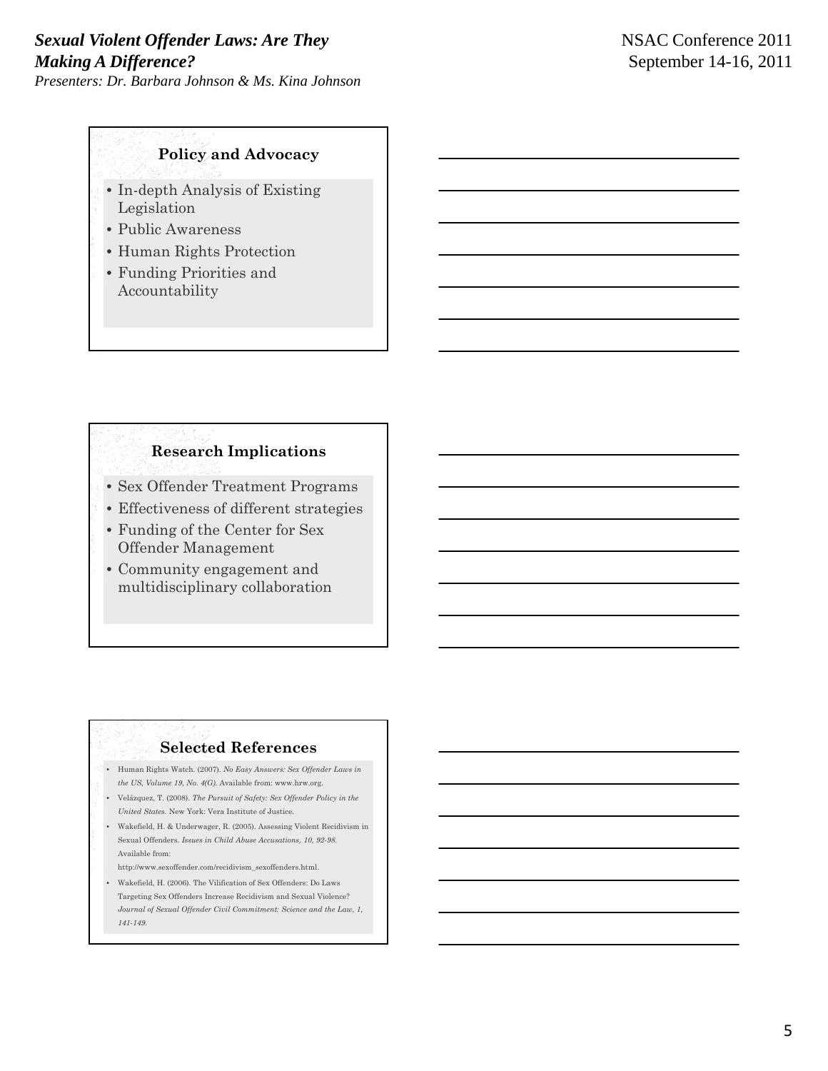## Policy and Advocacy

- In-depth Analysis of Existing Legislation
- Public Awareness
- Human Rights Protection
- Funding Priorities and Accountability

## Research Implications

- Sex Offender Treatment Programs
- Effectiveness of different strategies
- Funding of the Center for Sex Offender Management
- Community engagement and multidisciplinary collaboration

## Selected References

- Human Rights Watch. (2007). *No Easy Answers: Sex Offender Laws in the US, Volume 19, No. 4(G).* Available from: www.hrw.org.
- Velázquez, T. (2008). *The Pursuit of Safety: Sex Offender Policy in the United States.* New York: Vera Institute of Justice.
- Wakefield, H. & Underwager, R. (2005). Assessing Violent Recidivism in Sexual Offenders. *Issues in Child Abuse Accusations, 10, 92-98.* Available from: http://www.sexoffender.com/recidivism_sexoffenders.html.
- Wakefield, H. (2006). The Vilification of Sex Offenders: Do Laws Targeting Sex Offenders Increase Recidivism and Sexual Violence? *Journal of Sexual Offender Civil Commitment: Science and the Law, 1, 141-149.*